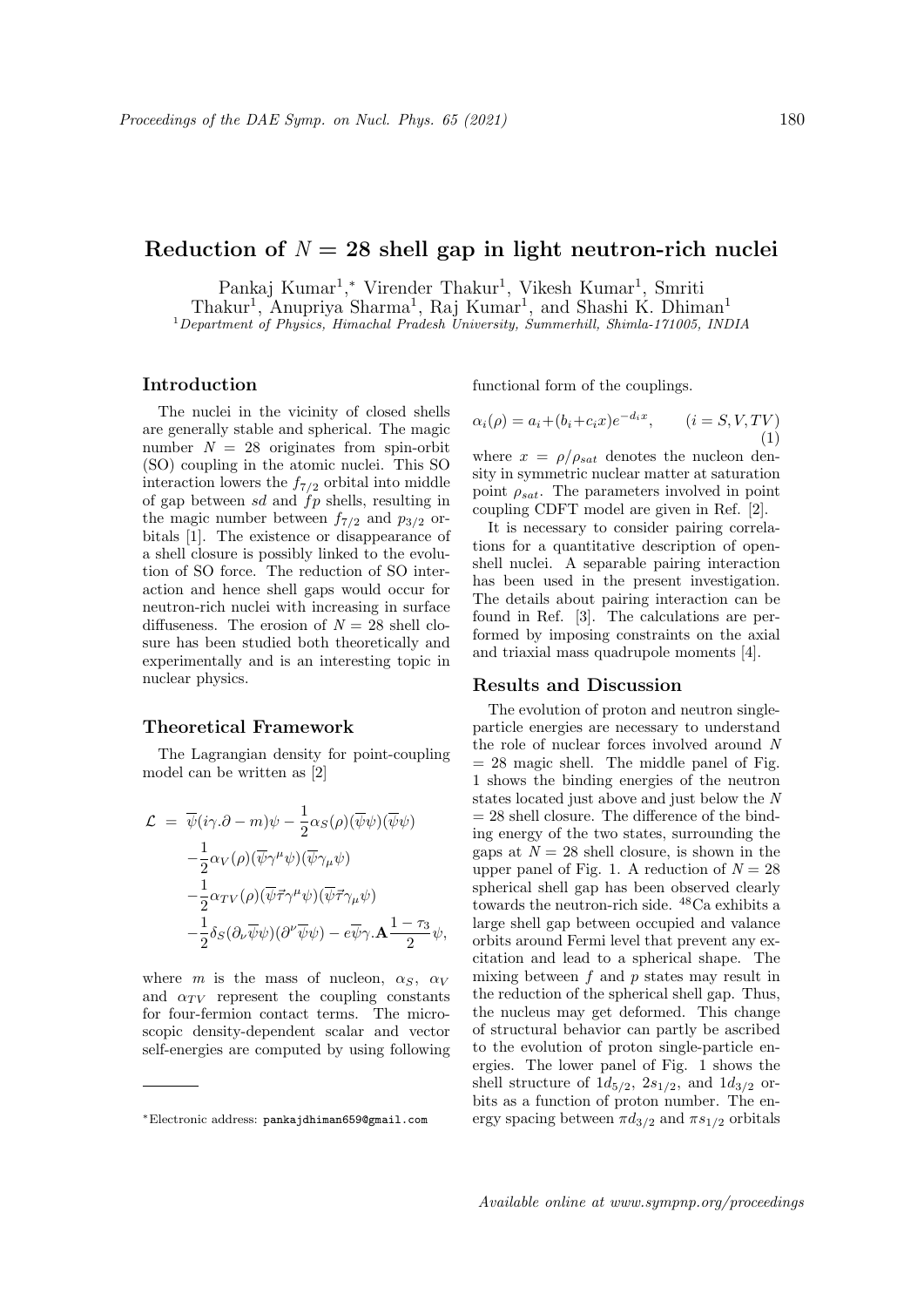# Reduction of $N = 28$ shell gap in light neutron-rich nuclei

Pankaj Kumar[1,*] Virender Thakur[1], Vikesh Kumar[1], Smriti Thakur[1], Anupriya Sharma[1], Raj Kumar[1], and Shashi K. Dhiman[1]

[1] *Department of Physics, Himachal Pradesh University, Summerhill, Shimla-171005, INDIA*

## Introduction

The nuclei in the vicinity of closed shells are generally stable and spherical. The magic number $N = 28$ originates from spin-orbit (SO) coupling in the atomic nuclei. This SO interaction lowers the $f_{7/2}$ orbital into middle of gap between $sd$ and $fp$ shells, resulting in the magic number between $f_{7/2}$ and $p_{3/2}$ orbitals [1]. The existence or disappearance of a shell closure is possibly linked to the evolution of SO force. The reduction of SO interaction and hence shell gaps would occur for neutron-rich nuclei with increasing in surface diffuseness. The erosion of $N = 28$ shell closure has been studied both theoretically and experimentally and is an interesting topic in nuclear physics.

## Theoretical Framework

The Lagrangian density for point-coupling model can be written as [2]

$$
\begin{aligned}
\mathcal{L} \;=\; & \overline{\psi}(i\gamma.\partial - m)\psi - \frac{1}{2}\alpha_S(\rho)(\overline{\psi}\psi)(\overline{\psi}\psi) \\
& -\frac{1}{2}\alpha_V(\rho)(\overline{\psi}\gamma^{\mu}\psi)(\overline{\psi}\gamma_{\mu}\psi) \\
& -\frac{1}{2}\alpha_{TV}(\rho)(\overline{\psi}\vec{\tau}\gamma^{\mu}\psi)(\overline{\psi}\vec{\tau}\gamma_{\mu}\psi) \\
& -\frac{1}{2}\delta_S(\partial_{\nu}\overline{\psi}\psi)(\partial^{\nu}\overline{\psi}\psi) - e\overline{\psi}\gamma.\mathbf{A}\frac{1-\tau_3}{2}\psi,
\end{aligned}
$$

where $m$ is the mass of nucleon, $\alpha_S$, $\alpha_V$ and $\alpha_{TV}$ represent the coupling constants for four-fermion contact terms. The microscopic density-dependent scalar and vector self-energies are computed by using following functional form of the couplings.

$$
\alpha_i(\rho) = a_i + (b_i + c_i x)e^{-d_i x}, \qquad (i = S, V, TV) \tag{1}
$$

where $x = \rho/\rho_{sat}$ denotes the nucleon density in symmetric nuclear matter at saturation point $\rho_{sat}$. The parameters involved in point coupling CDFT model are given in Ref. [2].

It is necessary to consider pairing correlations for a quantitative description of open-shell nuclei. A separable pairing interaction has been used in the present investigation. The details about pairing interaction can be found in Ref. [3]. The calculations are performed by imposing constraints on the axial and triaxial mass quadrupole moments [4].

## Results and Discussion

The evolution of proton and neutron single-particle energies are necessary to understand the role of nuclear forces involved around $N = 28$ magic shell. The middle panel of Fig. 1 shows the binding energies of the neutron states located just above and just below the $N = 28$ shell closure. The difference of the binding energy of the two states, surrounding the gaps at $N = 28$ shell closure, is shown in the upper panel of Fig. 1. A reduction of $N = 28$ spherical shell gap has been observed clearly towards the neutron-rich side. $^{48}$Ca exhibits a large shell gap between occupied and valance orbits around Fermi level that prevent any excitation and lead to a spherical shape. The mixing between $f$ and $p$ states may result in the reduction of the spherical shell gap. Thus, the nucleus may get deformed. This change of structural behavior can partly be ascribed to the evolution of proton single-particle energies. The lower panel of Fig. 1 shows the shell structure of $1d_{5/2}$, $2s_{1/2}$, and $1d_{3/2}$ orbits as a function of proton number. The energy spacing between $\pi d_{3/2}$ and $\pi s_{1/2}$ orbitals

---

[*] Electronic address: pankajdhiman659@gmail.com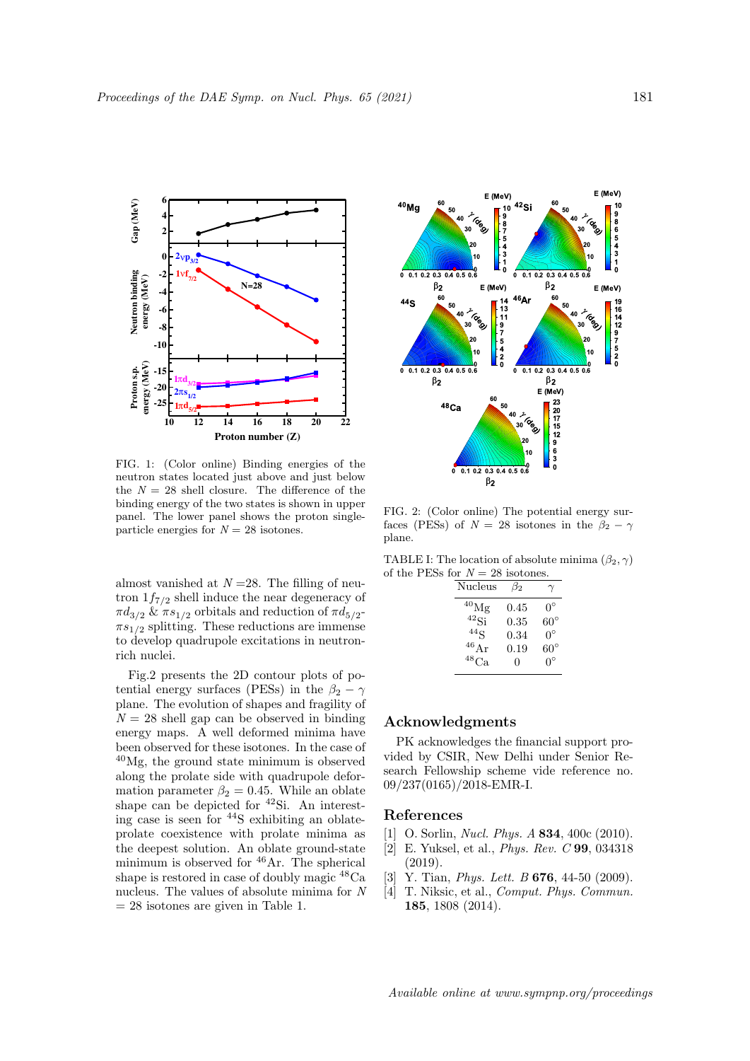Gap (MeV)

Neutron binding energy (MeV)

Proton s.p. energy (MeV)

$2\nu p_{3/2}$

$1\nu f_{7/2}$

N=28

$1\pi d_{3/2}$

$2\pi s_{1/2}$

$1\pi d_{5/2}$

Proton number (Z)

FIG. 1: (Color online) Binding energies of the neutron states located just above and just below the $N = 28$ shell closure. The difference of the binding energy of the two states is shown in upper panel. The lower panel shows the proton single-particle energies for $N = 28$ isotones.

almost vanished at $N$ =28. The filling of neutron $1f_{7/2}$ shell induce the near degeneracy of $\pi d_{3/2}$ & $\pi s_{1/2}$ orbitals and reduction of $\pi d_{5/2}$-$\pi s_{1/2}$ splitting. These reductions are immense to develop quadrupole excitations in neutron-rich nuclei.

Fig.2 presents the 2D contour plots of potential energy surfaces (PESs) in the $\beta_2 - \gamma$ plane. The evolution of shapes and fragility of $N = 28$ shell gap can be observed in binding energy maps. A well deformed minima have been observed for these isotones. In the case of $^{40}$Mg, the ground state minimum is observed along the prolate side with quadrupole deformation parameter $\beta_2 = 0.45$. While an oblate shape can be depicted for $^{42}$Si. An interesting case is seen for $^{44}$S exhibiting an oblate-prolate coexistence with prolate minima as the deepest solution. An oblate ground-state minimum is observed for $^{46}$Ar. The spherical shape is restored in case of doubly magic $^{48}$Ca nucleus. The values of absolute minima for $N$ = 28 isotones are given in Table 1.

$^{40}$Mg, $^{42}$Si, $^{44}$S, $^{46}$Ar, $^{48}$Ca

E (MeV)

$\gamma$ (deg)

$\beta_2$

FIG. 2: (Color online) The potential energy surfaces (PESs) of $N = 28$ isotones in the $\beta_2 - \gamma$ plane.

TABLE I: The location of absolute minima ($\beta_2, \gamma$) of the PESs for $N = 28$ isotones.

| Nucleus | $\beta_2$ | $\gamma$ |
|---|---|---|
| $^{40}$Mg | 0.45 | 0° |
| $^{42}$Si | 0.35 | 60° |
| $^{44}$S | 0.34 | 0° |
| $^{46}$Ar | 0.19 | 60° |
| $^{48}$Ca | 0 | 0° |

## Acknowledgments

PK acknowledges the financial support provided by CSIR, New Delhi under Senior Research Fellowship scheme vide reference no. 09/237(0165)/2018-EMR-I.

## References

[1] O. Sorlin, *Nucl. Phys. A* **834**, 400c (2010).
[2] E. Yuksel, et al., *Phys. Rev. C* **99**, 034318 (2019).
[3] Y. Tian, *Phys. Lett. B* **676**, 44-50 (2009).
[4] T. Niksic, et al., *Comput. Phys. Commun.* **185**, 1808 (2014).